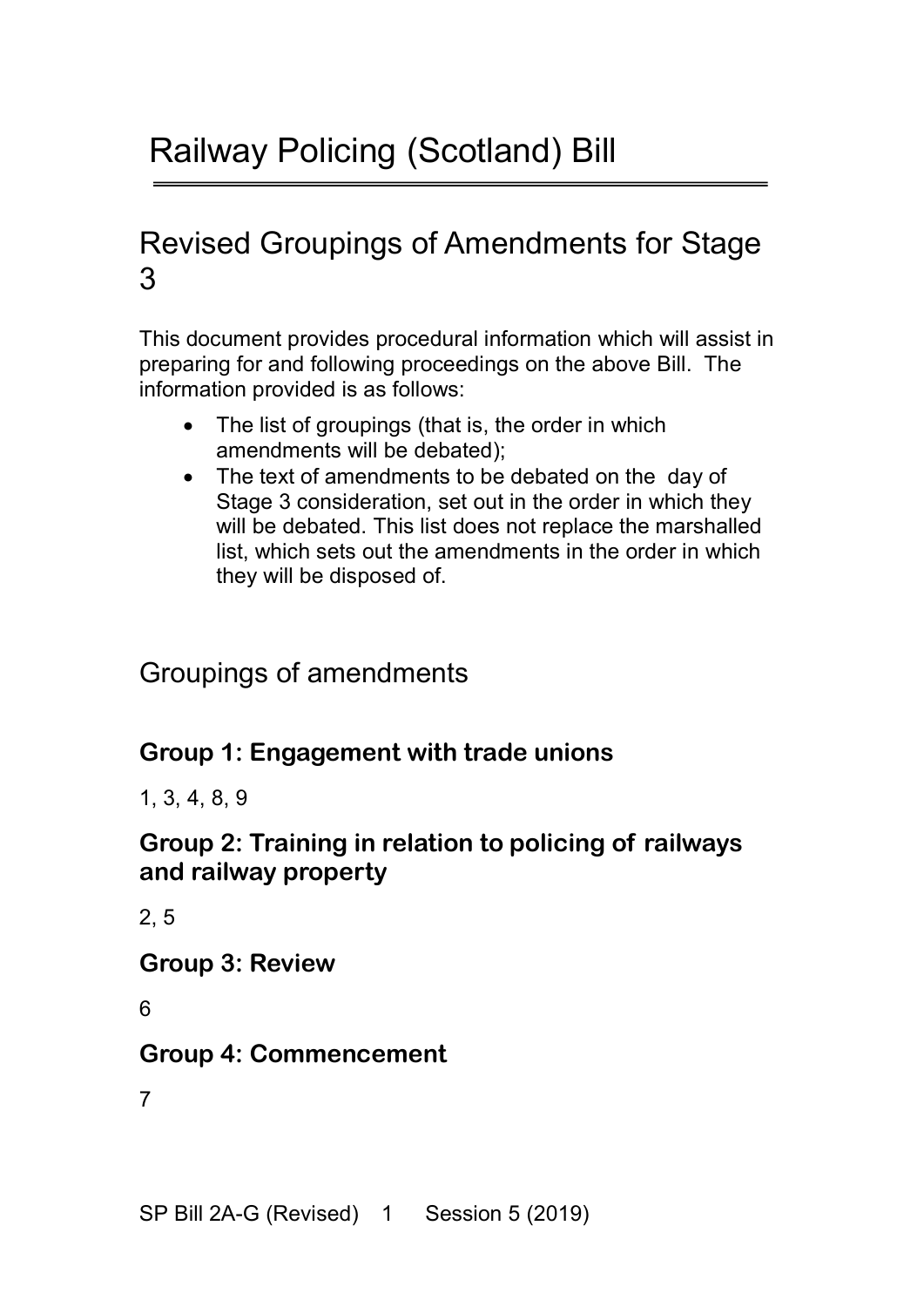# Railway Policing (Scotland) Bill

## Revised Groupings of Amendments for Stage 3

This document provides procedural information which will assist in preparing for and following proceedings on the above Bill. The information provided is as follows:

- The list of groupings (that is, the order in which amendments will be debated);
- The text of amendments to be debated on the day of Stage 3 consideration, set out in the order in which they will be debated. This list does not replace the marshalled list, which sets out the amendments in the order in which they will be disposed of.

## Groupings of amendments

### Group 1: Engagement with trade unions

1, 3, 4, 8, 9

### Group 2: Training in relation to policing of railways and railway property

2, 5

### Group 3: Review

6

### Group 4: Commencement

7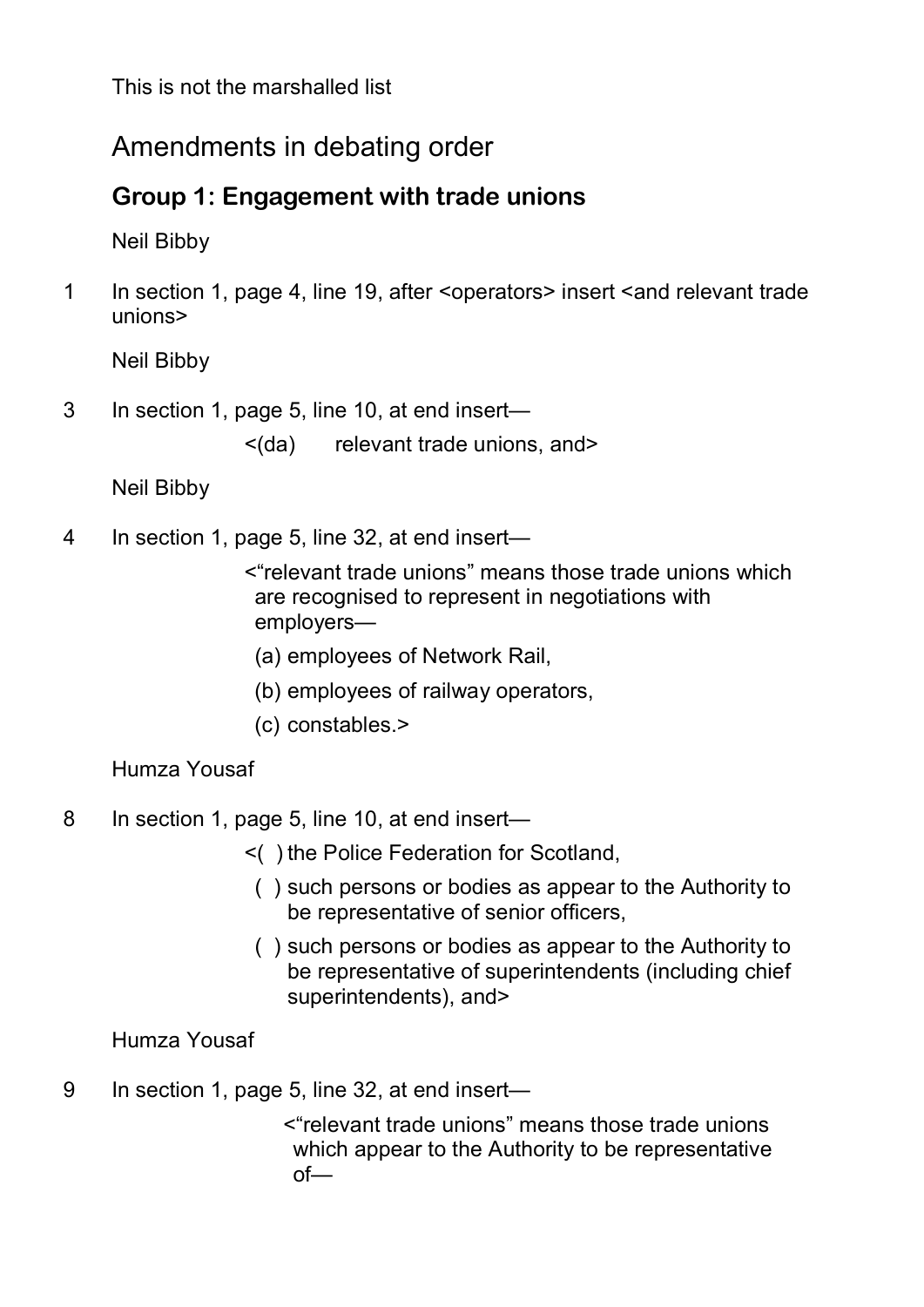This is not the marshalled list

# Amendments in debating order

## Group 1: Engagement with trade unions

Neil Bibby

1 In section 1, page 4, line 19, after <operators> insert <and relevant trade unions>

Neil Bibby

3 In section 1, page 5, line 10, at end insert—

<(da) relevant trade unions, and>

Neil Bibby

4 In section 1, page 5, line 32, at end insert—

<"relevant trade unions" means those trade unions which are recognised to represent in negotiations with employers—

(a) employees of Network Rail,

(b) employees of railway operators,

(c) constables.>

Humza Yousaf

8 In section 1, page 5, line 10, at end insert—

<( ) the Police Federation for Scotland,

( ) such persons or bodies as appear to the Authority to be representative of senior officers,

( ) such persons or bodies as appear to the Authority to be representative of superintendents (including chief superintendents), and>

Humza Yousaf

9 In section 1, page 5, line 32, at end insert—

<"relevant trade unions" means those trade unions which appear to the Authority to be representative of—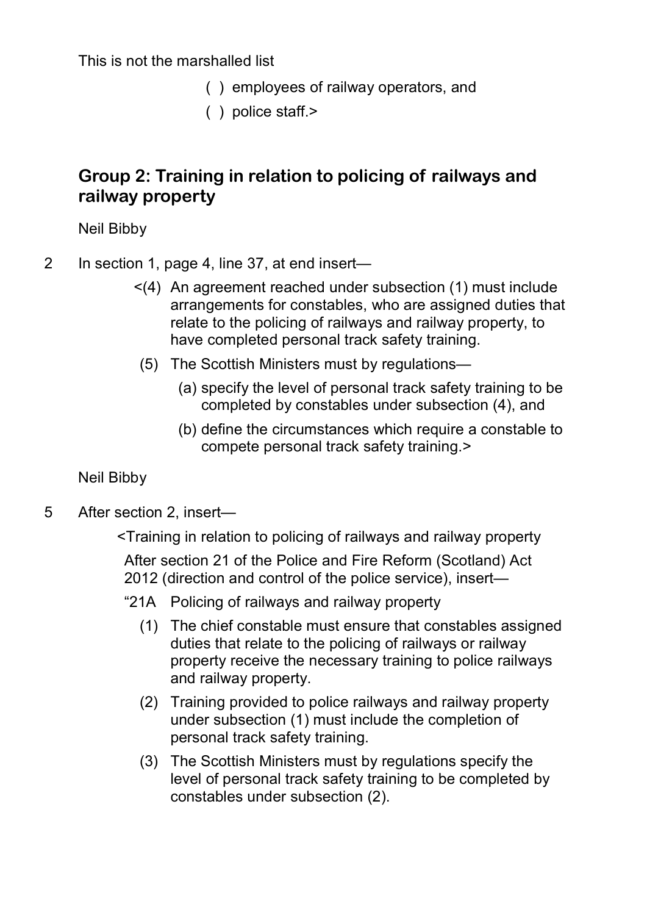This is not the marshalled list

( ) employees of railway operators, and

( ) police staff.>

## Group 2: Training in relation to policing of railways and railway property

Neil Bibby

2 In section 1, page 4, line 37, at end insert—

<(4) An agreement reached under subsection (1) must include arrangements for constables, who are assigned duties that relate to the policing of railways and railway property, to have completed personal track safety training.

(5) The Scottish Ministers must by regulations—

(a) specify the level of personal track safety training to be completed by constables under subsection (4), and

(b) define the circumstances which require a constable to compete personal track safety training.>

Neil Bibby

5 After section 2, insert—

<Training in relation to policing of railways and railway property

After section 21 of the Police and Fire Reform (Scotland) Act 2012 (direction and control of the police service), insert—

"21A Policing of railways and railway property

(1) The chief constable must ensure that constables assigned duties that relate to the policing of railways or railway property receive the necessary training to police railways and railway property.

(2) Training provided to police railways and railway property under subsection (1) must include the completion of personal track safety training.

(3) The Scottish Ministers must by regulations specify the level of personal track safety training to be completed by constables under subsection (2).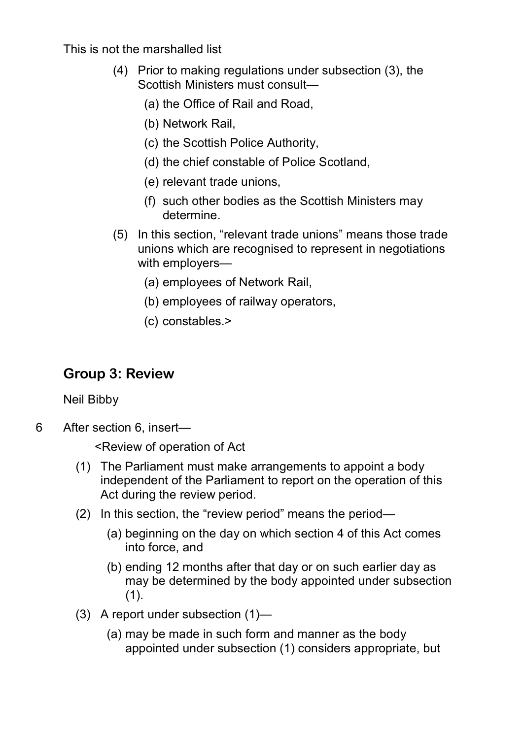This is not the marshalled list

(4) Prior to making regulations under subsection (3), the Scottish Ministers must consult—

(a) the Office of Rail and Road,

(b) Network Rail,

(c) the Scottish Police Authority,

(d) the chief constable of Police Scotland,

(e) relevant trade unions,

(f) such other bodies as the Scottish Ministers may determine.

(5) In this section, "relevant trade unions" means those trade unions which are recognised to represent in negotiations with employers—

(a) employees of Network Rail,

(b) employees of railway operators,

(c) constables.>

## Group 3: Review

Neil Bibby

6 After section 6, insert—

<Review of operation of Act

(1) The Parliament must make arrangements to appoint a body independent of the Parliament to report on the operation of this Act during the review period.

(2) In this section, the "review period" means the period—

(a) beginning on the day on which section 4 of this Act comes into force, and

(b) ending 12 months after that day or on such earlier day as may be determined by the body appointed under subsection (1).

(3) A report under subsection (1)—

(a) may be made in such form and manner as the body appointed under subsection (1) considers appropriate, but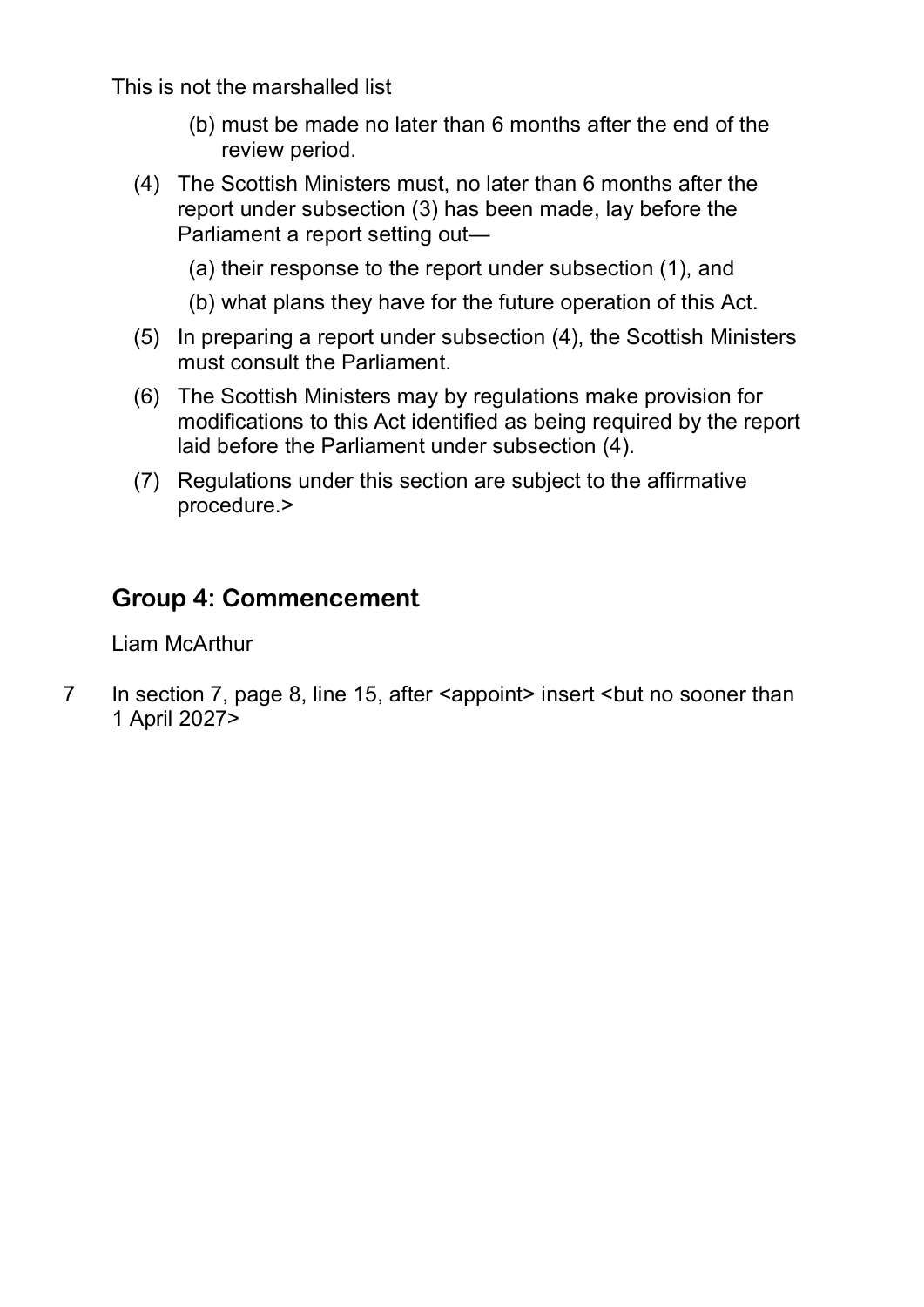This is not the marshalled list

(b) must be made no later than 6 months after the end of the review period.

(4) The Scottish Ministers must, no later than 6 months after the report under subsection (3) has been made, lay before the Parliament a report setting out—

(a) their response to the report under subsection (1), and

(b) what plans they have for the future operation of this Act.

(5) In preparing a report under subsection (4), the Scottish Ministers must consult the Parliament.

(6) The Scottish Ministers may by regulations make provision for modifications to this Act identified as being required by the report laid before the Parliament under subsection (4).

(7) Regulations under this section are subject to the affirmative procedure.>

## Group 4: Commencement

Liam McArthur

7 In section 7, page 8, line 15, after <appoint> insert <but no sooner than 1 April 2027>